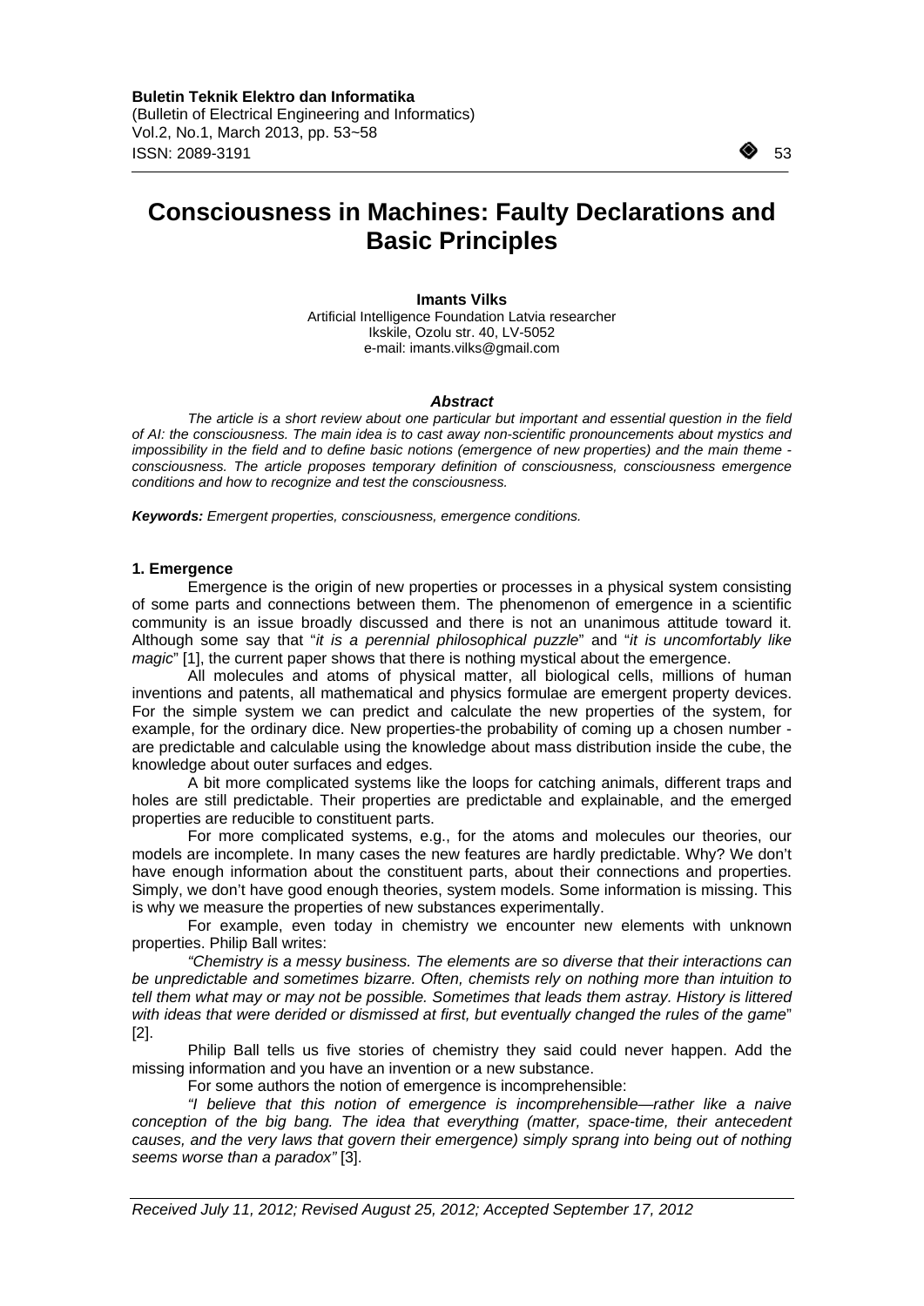# Consciousness in Machines: Faulty Declarations and Basic Principles

**Imants Vilks**
Artificial Intelligence Foundation Latvia researcher
Ikskile, Ozolu str. 40, LV-5052
e-mail: imants.vilks@gmail.com

### *Abstract*

*The article is a short review about one particular but important and essential question in the field of AI: the consciousness. The main idea is to cast away non-scientific pronouncements about mystics and impossibility in the field and to define basic notions (emergence of new properties) and the main theme - consciousness. The article proposes temporary definition of consciousness, consciousness emergence conditions and how to recognize and test the consciousness.*

***Keywords:*** *Emergent properties, consciousness, emergence conditions.*

## 1. Emergence

Emergence is the origin of new properties or processes in a physical system consisting of some parts and connections between them. The phenomenon of emergence in a scientific community is an issue broadly discussed and there is not an unanimous attitude toward it. Although some say that "*it is a perennial philosophical puzzle*" and "*it is uncomfortably like magic*" [1], the current paper shows that there is nothing mystical about the emergence.

All molecules and atoms of physical matter, all biological cells, millions of human inventions and patents, all mathematical and physics formulae are emergent property devices. For the simple system we can predict and calculate the new properties of the system, for example, for the ordinary dice. New properties-the probability of coming up a chosen number - are predictable and calculable using the knowledge about mass distribution inside the cube, the knowledge about outer surfaces and edges.

A bit more complicated systems like the loops for catching animals, different traps and holes are still predictable. Their properties are predictable and explainable, and the emerged properties are reducible to constituent parts.

For more complicated systems, e.g., for the atoms and molecules our theories, our models are incomplete. In many cases the new features are hardly predictable. Why? We don't have enough information about the constituent parts, about their connections and properties. Simply, we don't have good enough theories, system models. Some information is missing. This is why we measure the properties of new substances experimentally.

For example, even today in chemistry we encounter new elements with unknown properties. Philip Ball writes:

*"Chemistry is a messy business. The elements are so diverse that their interactions can be unpredictable and sometimes bizarre. Often, chemists rely on nothing more than intuition to tell them what may or may not be possible. Sometimes that leads them astray. History is littered with ideas that were derided or dismissed at first, but eventually changed the rules of the game"* [2].

Philip Ball tells us five stories of chemistry they said could never happen. Add the missing information and you have an invention or a new substance.

For some authors the notion of emergence is incomprehensible:

*"I believe that this notion of emergence is incomprehensible—rather like a naive conception of the big bang. The idea that everything (matter, space-time, their antecedent causes, and the very laws that govern their emergence) simply sprang into being out of nothing seems worse than a paradox"* [3].

*Received July 11, 2012; Revised August 25, 2012; Accepted September 17, 2012*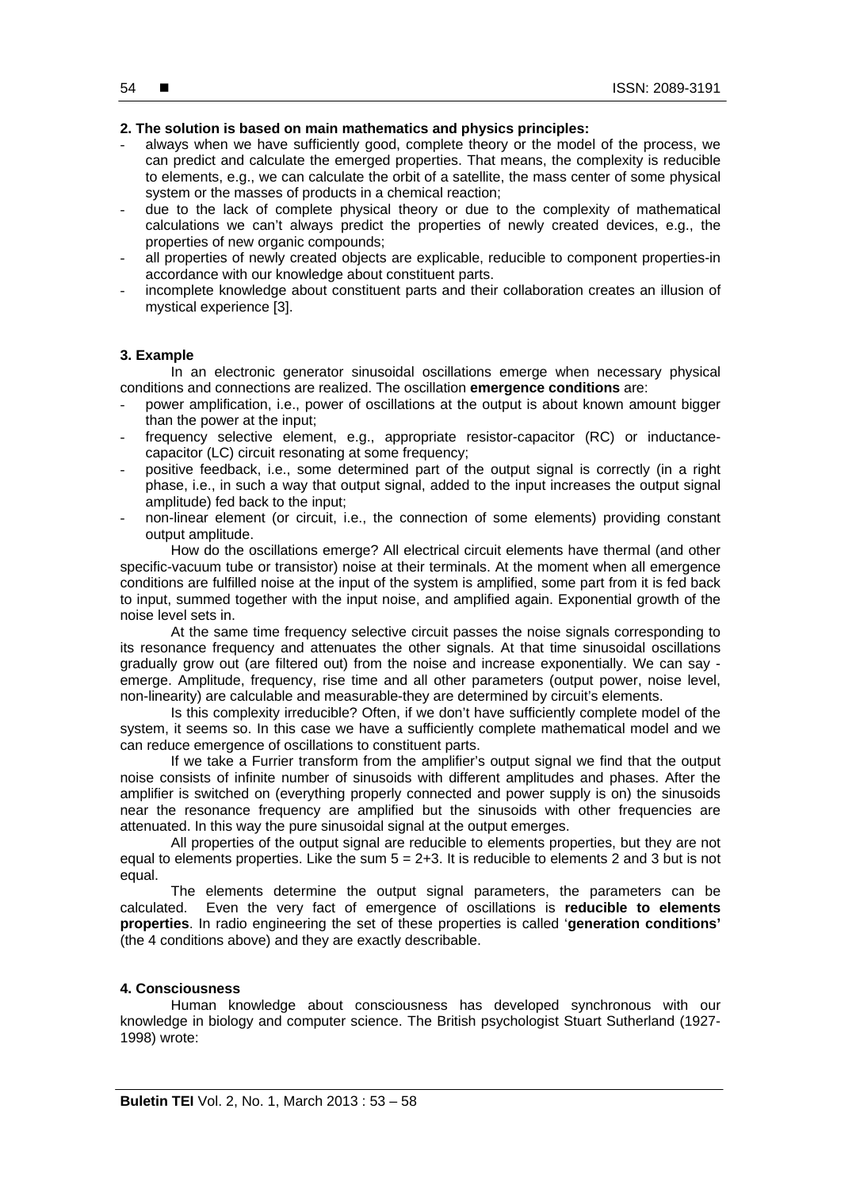**2. The solution is based on main mathematics and physics principles:**

- always when we have sufficiently good, complete theory or the model of the process, we can predict and calculate the emerged properties. That means, the complexity is reducible to elements, e.g., we can calculate the orbit of a satellite, the mass center of some physical system or the masses of products in a chemical reaction;
- due to the lack of complete physical theory or due to the complexity of mathematical calculations we can't always predict the properties of newly created devices, e.g., the properties of new organic compounds;
- all properties of newly created objects are explicable, reducible to component properties-in accordance with our knowledge about constituent parts.
- incomplete knowledge about constituent parts and their collaboration creates an illusion of mystical experience [3].

**3. Example**

In an electronic generator sinusoidal oscillations emerge when necessary physical conditions and connections are realized. The oscillation **emergence conditions** are:

- power amplification, i.e., power of oscillations at the output is about known amount bigger than the power at the input;
- frequency selective element, e.g., appropriate resistor-capacitor (RC) or inductance-capacitor (LC) circuit resonating at some frequency;
- positive feedback, i.e., some determined part of the output signal is correctly (in a right phase, i.e., in such a way that output signal, added to the input increases the output signal amplitude) fed back to the input;
- non-linear element (or circuit, i.e., the connection of some elements) providing constant output amplitude.

How do the oscillations emerge? All electrical circuit elements have thermal (and other specific-vacuum tube or transistor) noise at their terminals. At the moment when all emergence conditions are fulfilled noise at the input of the system is amplified, some part from it is fed back to input, summed together with the input noise, and amplified again. Exponential growth of the noise level sets in.

At the same time frequency selective circuit passes the noise signals corresponding to its resonance frequency and attenuates the other signals. At that time sinusoidal oscillations gradually grow out (are filtered out) from the noise and increase exponentially. We can say - emerge. Amplitude, frequency, rise time and all other parameters (output power, noise level, non-linearity) are calculable and measurable-they are determined by circuit's elements.

Is this complexity irreducible? Often, if we don't have sufficiently complete model of the system, it seems so. In this case we have a sufficiently complete mathematical model and we can reduce emergence of oscillations to constituent parts.

If we take a Furrier transform from the amplifier's output signal we find that the output noise consists of infinite number of sinusoids with different amplitudes and phases. After the amplifier is switched on (everything properly connected and power supply is on) the sinusoids near the resonance frequency are amplified but the sinusoids with other frequencies are attenuated. In this way the pure sinusoidal signal at the output emerges.

All properties of the output signal are reducible to elements properties, but they are not equal to elements properties. Like the sum $5 = 2+3$. It is reducible to elements 2 and 3 but is not equal.

The elements determine the output signal parameters, the parameters can be calculated. Even the very fact of emergence of oscillations is **reducible to elements properties**. In radio engineering the set of these properties is called '**generation conditions'** (the 4 conditions above) and they are exactly describable.

**4. Consciousness**

Human knowledge about consciousness has developed synchronous with our knowledge in biology and computer science. The British psychologist Stuart Sutherland (1927-1998) wrote: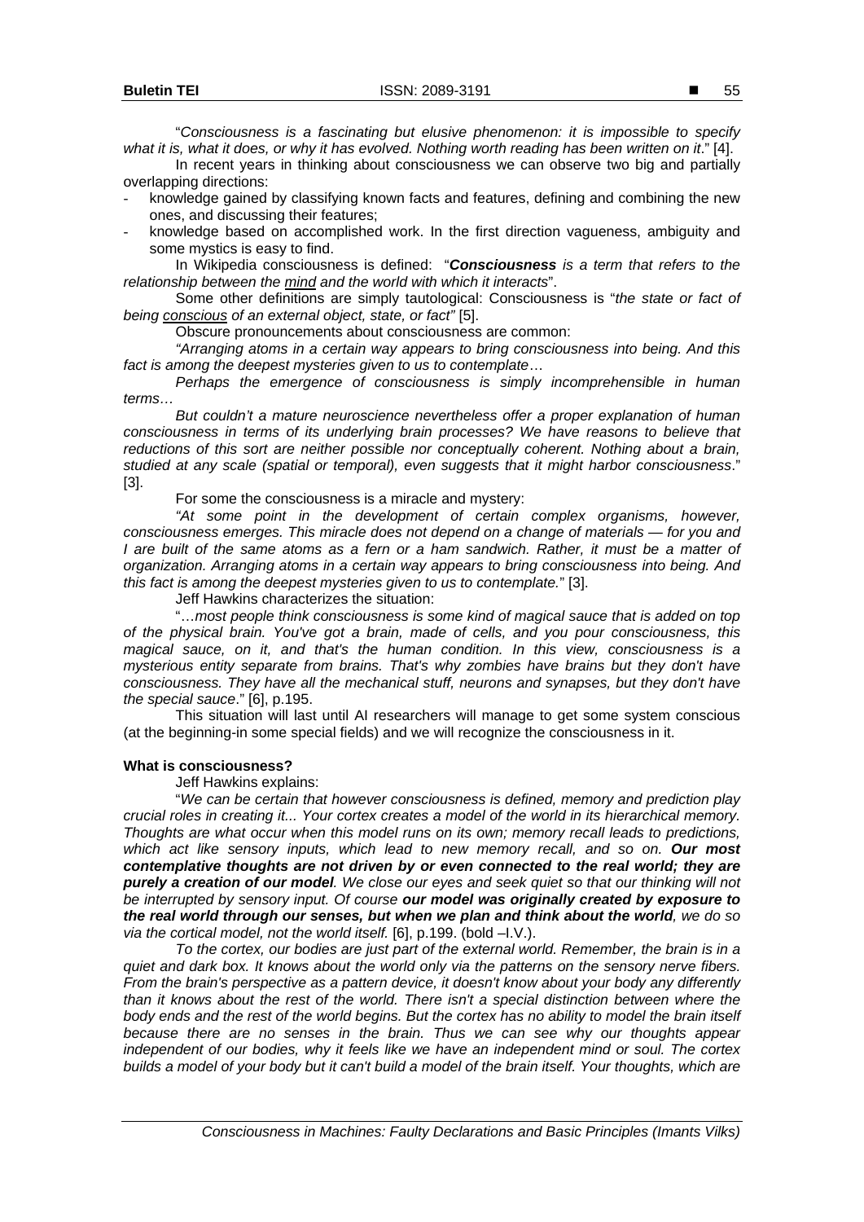"*Consciousness is a fascinating but elusive phenomenon: it is impossible to specify what it is, what it does, or why it has evolved. Nothing worth reading has been written on it*." [4].

In recent years in thinking about consciousness we can observe two big and partially overlapping directions:

- knowledge gained by classifying known facts and features, defining and combining the new ones, and discussing their features;
- knowledge based on accomplished work. In the first direction vagueness, ambiguity and some mystics is easy to find.

In Wikipedia consciousness is defined: "***Consciousness*** *is a term that refers to the relationship between the mind and the world with which it interacts*".

Some other definitions are simply tautological: Consciousness is "*the state or fact of being conscious of an external object, state, or fact"* [5].

Obscure pronouncements about consciousness are common:

*"Arranging atoms in a certain way appears to bring consciousness into being. And this fact is among the deepest mysteries given to us to contemplate…*

*Perhaps the emergence of consciousness is simply incomprehensible in human terms…*

*But couldn't a mature neuroscience nevertheless offer a proper explanation of human consciousness in terms of its underlying brain processes? We have reasons to believe that reductions of this sort are neither possible nor conceptually coherent. Nothing about a brain, studied at any scale (spatial or temporal), even suggests that it might harbor consciousness*." [3].

For some the consciousness is a miracle and mystery:

*"At some point in the development of certain complex organisms, however, consciousness emerges. This miracle does not depend on a change of materials — for you and I are built of the same atoms as a fern or a ham sandwich. Rather, it must be a matter of organization. Arranging atoms in a certain way appears to bring consciousness into being. And this fact is among the deepest mysteries given to us to contemplate.*" [3].

Jeff Hawkins characterizes the situation:

"…*most people think consciousness is some kind of magical sauce that is added on top of the physical brain. You've got a brain, made of cells, and you pour consciousness, this magical sauce, on it, and that's the human condition. In this view, consciousness is a mysterious entity separate from brains. That's why zombies have brains but they don't have consciousness. They have all the mechanical stuff, neurons and synapses, but they don't have the special sauce*." [6], p.195.

This situation will last until AI researchers will manage to get some system conscious (at the beginning-in some special fields) and we will recognize the consciousness in it.

**What is consciousness?**

Jeff Hawkins explains:

"*We can be certain that however consciousness is defined, memory and prediction play crucial roles in creating it... Your cortex creates a model of the world in its hierarchical memory. Thoughts are what occur when this model runs on its own; memory recall leads to predictions, which act like sensory inputs, which lead to new memory recall, and so on.* ***Our most contemplative thoughts are not driven by or even connected to the real world; they are purely a creation of our model****. We close our eyes and seek quiet so that our thinking will not be interrupted by sensory input. Of course* ***our model was originally created by exposure to the real world through our senses, but when we plan and think about the world****, we do so via the cortical model, not the world itself.* [6], p.199. (bold –I.V.).

*To the cortex, our bodies are just part of the external world. Remember, the brain is in a quiet and dark box. It knows about the world only via the patterns on the sensory nerve fibers. From the brain's perspective as a pattern device, it doesn't know about your body any differently than it knows about the rest of the world. There isn't a special distinction between where the body ends and the rest of the world begins. But the cortex has no ability to model the brain itself because there are no senses in the brain. Thus we can see why our thoughts appear independent of our bodies, why it feels like we have an independent mind or soul. The cortex builds a model of your body but it can't build a model of the brain itself. Your thoughts, which are*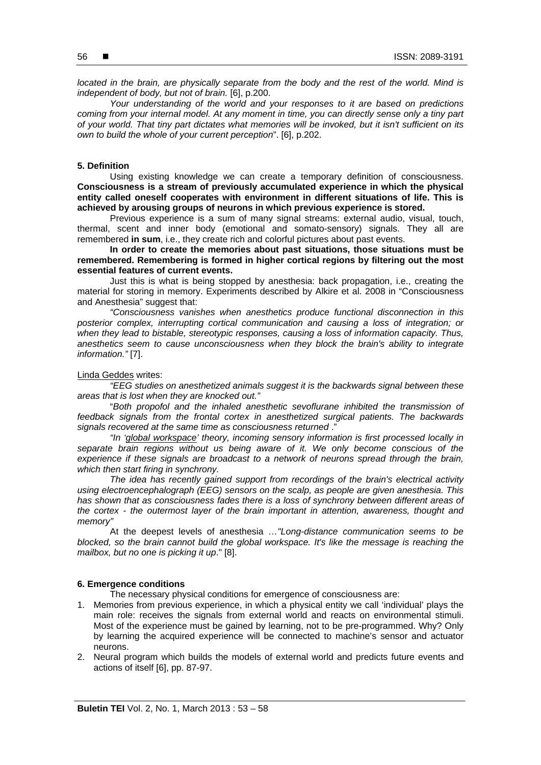*located in the brain, are physically separate from the body and the rest of the world. Mind is independent of body, but not of brain.* [6], p.200.

*Your understanding of the world and your responses to it are based on predictions coming from your internal model. At any moment in time, you can directly sense only a tiny part of your world. That tiny part dictates what memories will be invoked, but it isn't sufficient on its own to build the whole of your current perception*". [6], p.202.

### 5. Definition

Using existing knowledge we can create a temporary definition of consciousness. **Consciousness is a stream of previously accumulated experience in which the physical entity called oneself cooperates with environment in different situations of life. This is achieved by arousing groups of neurons in which previous experience is stored.**

Previous experience is a sum of many signal streams: external audio, visual, touch, thermal, scent and inner body (emotional and somato-sensory) signals. They all are remembered **in sum**, i.e., they create rich and colorful pictures about past events.

**In order to create the memories about past situations, those situations must be remembered. Remembering is formed in higher cortical regions by filtering out the most essential features of current events.**

Just this is what is being stopped by anesthesia: back propagation, i.e., creating the material for storing in memory. Experiments described by Alkire et al. 2008 in "Consciousness and Anesthesia" suggest that:

*"Consciousness vanishes when anesthetics produce functional disconnection in this posterior complex, interrupting cortical communication and causing a loss of integration; or when they lead to bistable, stereotypic responses, causing a loss of information capacity. Thus, anesthetics seem to cause unconsciousness when they block the brain's ability to integrate information."* [7].

Linda Geddes writes:

*"EEG studies on anesthetized animals suggest it is the backwards signal between these areas that is lost when they are knocked out."*

"*Both propofol and the inhaled anesthetic sevoflurane inhibited the transmission of feedback signals from the frontal cortex in anesthetized surgical patients. The backwards signals recovered at the same time as consciousness returned* ."

*"In 'global workspace' theory, incoming sensory information is first processed locally in separate brain regions without us being aware of it. We only become conscious of the experience if these signals are broadcast to a network of neurons spread through the brain, which then start firing in synchrony.*

*The idea has recently gained support from recordings of the brain's electrical activity using electroencephalograph (EEG) sensors on the scalp, as people are given anesthesia. This has shown that as consciousness fades there is a loss of synchrony between different areas of the cortex - the outermost layer of the brain important in attention, awareness, thought and memory"*

At the deepest levels of anesthesia *…"Long-distance communication seems to be blocked, so the brain cannot build the global workspace. It's like the message is reaching the mailbox, but no one is picking it up*." [8].

### 6. Emergence conditions

The necessary physical conditions for emergence of consciousness are:

1. Memories from previous experience, in which a physical entity we call 'individual' plays the main role: receives the signals from external world and reacts on environmental stimuli. Most of the experience must be gained by learning, not to be pre-programmed. Why? Only by learning the acquired experience will be connected to machine's sensor and actuator neurons.
2. Neural program which builds the models of external world and predicts future events and actions of itself [6], pp. 87-97.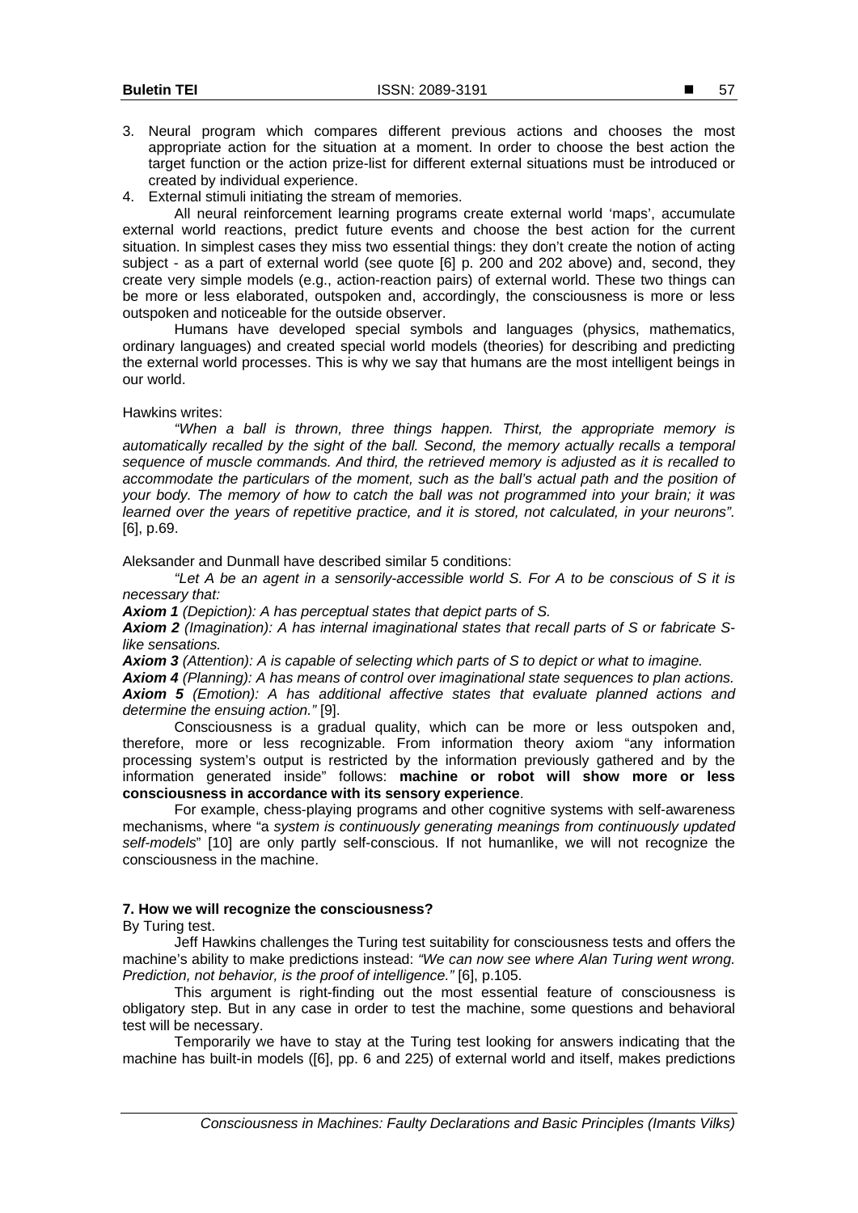3. Neural program which compares different previous actions and chooses the most appropriate action for the situation at a moment. In order to choose the best action the target function or the action prize-list for different external situations must be introduced or created by individual experience.
4. External stimuli initiating the stream of memories.

All neural reinforcement learning programs create external world 'maps', accumulate external world reactions, predict future events and choose the best action for the current situation. In simplest cases they miss two essential things: they don't create the notion of acting subject - as a part of external world (see quote [6] p. 200 and 202 above) and, second, they create very simple models (e.g., action-reaction pairs) of external world. These two things can be more or less elaborated, outspoken and, accordingly, the consciousness is more or less outspoken and noticeable for the outside observer.

Humans have developed special symbols and languages (physics, mathematics, ordinary languages) and created special world models (theories) for describing and predicting the external world processes. This is why we say that humans are the most intelligent beings in our world.

Hawkins writes:

*"When a ball is thrown, three things happen. Thirst, the appropriate memory is automatically recalled by the sight of the ball. Second, the memory actually recalls a temporal sequence of muscle commands. And third, the retrieved memory is adjusted as it is recalled to accommodate the particulars of the moment, such as the ball's actual path and the position of your body. The memory of how to catch the ball was not programmed into your brain; it was learned over the years of repetitive practice, and it is stored, not calculated, in your neurons".* [6], p.69.

Aleksander and Dunmall have described similar 5 conditions:

*"Let A be an agent in a sensorily-accessible world S. For A to be conscious of S it is necessary that:*

***Axiom 1*** *(Depiction): A has perceptual states that depict parts of S.*

***Axiom 2*** *(Imagination): A has internal imaginational states that recall parts of S or fabricate S-like sensations.*

***Axiom 3*** *(Attention): A is capable of selecting which parts of S to depict or what to imagine.*

***Axiom 4*** *(Planning): A has means of control over imaginational state sequences to plan actions.*

***Axiom 5*** *(Emotion): A has additional affective states that evaluate planned actions and determine the ensuing action."* [9].

Consciousness is a gradual quality, which can be more or less outspoken and, therefore, more or less recognizable. From information theory axiom "any information processing system's output is restricted by the information previously gathered and by the information generated inside" follows: **machine or robot will show more or less consciousness in accordance with its sensory experience**.

For example, chess-playing programs and other cognitive systems with self-awareness mechanisms, where "a *system is continuously generating meanings from continuously updated self-models*" [10] are only partly self-conscious. If not humanlike, we will not recognize the consciousness in the machine.

### 7. How we will recognize the consciousness?

By Turing test.

Jeff Hawkins challenges the Turing test suitability for consciousness tests and offers the machine's ability to make predictions instead: *"We can now see where Alan Turing went wrong. Prediction, not behavior, is the proof of intelligence."* [6], p.105.

This argument is right-finding out the most essential feature of consciousness is obligatory step. But in any case in order to test the machine, some questions and behavioral test will be necessary.

Temporarily we have to stay at the Turing test looking for answers indicating that the machine has built-in models ([6], pp. 6 and 225) of external world and itself, makes predictions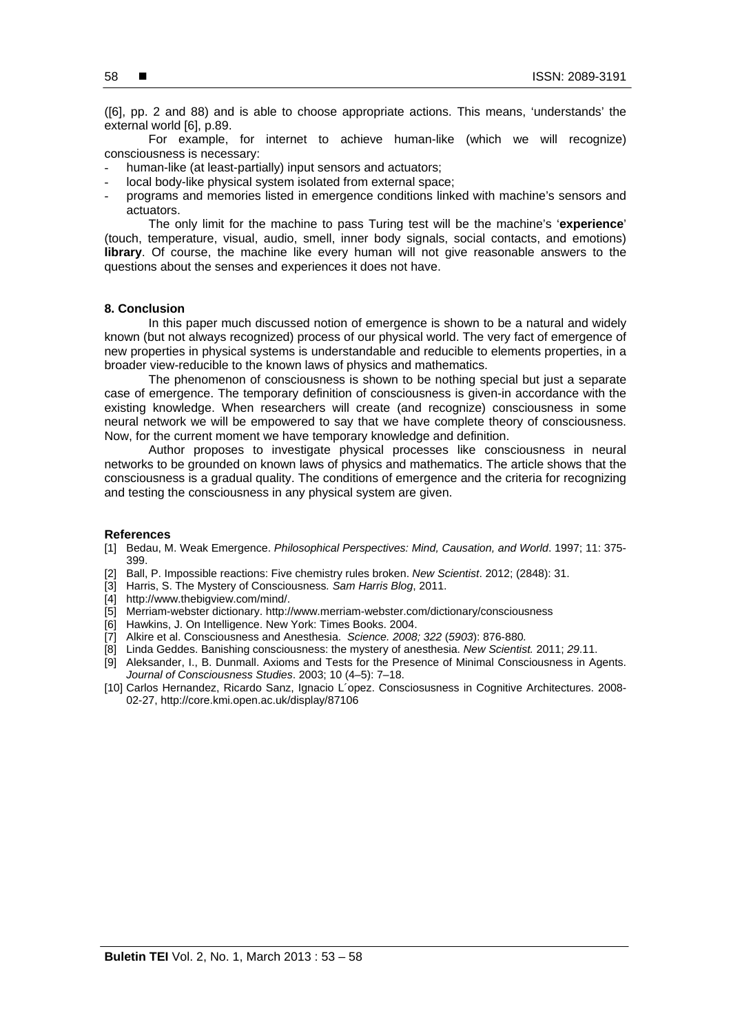([6], pp. 2 and 88) and is able to choose appropriate actions. This means, 'understands' the external world [6], p.89.

For example, for internet to achieve human-like (which we will recognize) consciousness is necessary:

- human-like (at least-partially) input sensors and actuators;
- local body-like physical system isolated from external space;
- programs and memories listed in emergence conditions linked with machine's sensors and actuators.

The only limit for the machine to pass Turing test will be the machine's '**experience**' (touch, temperature, visual, audio, smell, inner body signals, social contacts, and emotions) **library**. Of course, the machine like every human will not give reasonable answers to the questions about the senses and experiences it does not have.

## 8. Conclusion

In this paper much discussed notion of emergence is shown to be a natural and widely known (but not always recognized) process of our physical world. The very fact of emergence of new properties in physical systems is understandable and reducible to elements properties, in a broader view-reducible to the known laws of physics and mathematics.

The phenomenon of consciousness is shown to be nothing special but just a separate case of emergence. The temporary definition of consciousness is given-in accordance with the existing knowledge. When researchers will create (and recognize) consciousness in some neural network we will be empowered to say that we have complete theory of consciousness. Now, for the current moment we have temporary knowledge and definition.

Author proposes to investigate physical processes like consciousness in neural networks to be grounded on known laws of physics and mathematics. The article shows that the consciousness is a gradual quality. The conditions of emergence and the criteria for recognizing and testing the consciousness in any physical system are given.

## References

[1] Bedau, M. Weak Emergence. *Philosophical Perspectives: Mind, Causation, and World*. 1997; 11: 375-399.

[2] Ball, P. Impossible reactions: Five chemistry rules broken. *New Scientist*. 2012; (2848): 31.

[3] Harris, S. The Mystery of Consciousness. *Sam Harris Blog*, 2011.

[4] http://www.thebigview.com/mind/.

[5] Merriam-webster dictionary. http://www.merriam-webster.com/dictionary/consciousness

[6] Hawkins, J. On Intelligence. New York: Times Books. 2004.

[7] Alkire et al. Consciousness and Anesthesia. *Science. 2008; 322* (*5903*): 876-880.

[8] Linda Geddes. Banishing consciousness: the mystery of anesthesia. *New Scientist.* 2011; *29*.11.

[9] Aleksander, I., B. Dunmall. Axioms and Tests for the Presence of Minimal Consciousness in Agents. *Journal of Consciousness Studies*. 2003; 10 (4–5): 7–18.

[10] Carlos Hernandez, Ricardo Sanz, Ignacio L´opez. Consciosusness in Cognitive Architectures. 2008-02-27, http://core.kmi.open.ac.uk/display/87106